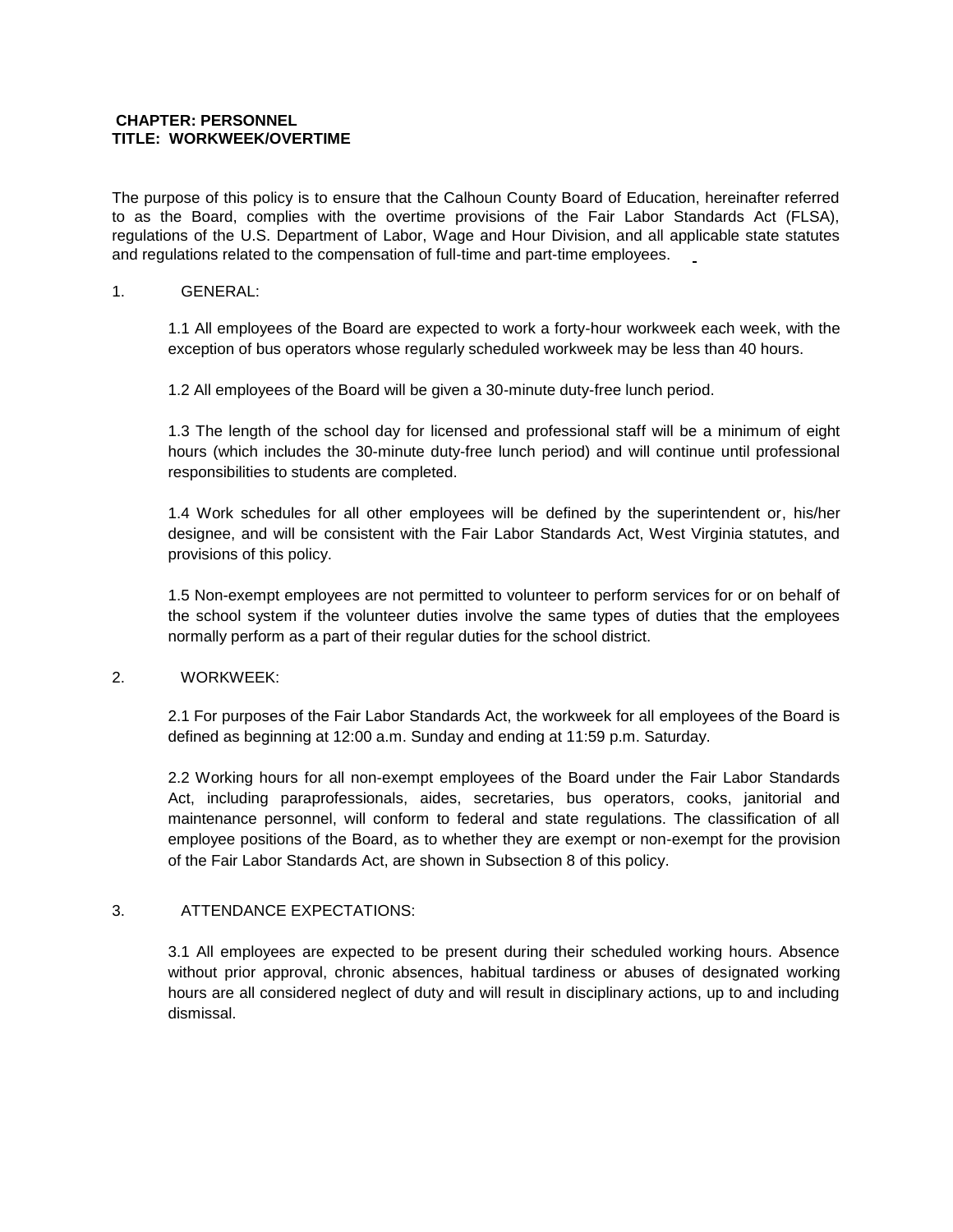**CHAPTER: PERSONNEL**
**TITLE: WORKWEEK/OVERTIME**

The purpose of this policy is to ensure that the Calhoun County Board of Education, hereinafter referred to as the Board, complies with the overtime provisions of the Fair Labor Standards Act (FLSA), regulations of the U.S. Department of Labor, Wage and Hour Division, and all applicable state statutes and regulations related to the compensation of full-time and part-time employees.

1. GENERAL:

   1.1 All employees of the Board are expected to work a forty-hour workweek each week, with the exception of bus operators whose regularly scheduled workweek may be less than 40 hours.

   1.2 All employees of the Board will be given a 30-minute duty-free lunch period.

   1.3 The length of the school day for licensed and professional staff will be a minimum of eight hours (which includes the 30-minute duty-free lunch period) and will continue until professional responsibilities to students are completed.

   1.4 Work schedules for all other employees will be defined by the superintendent or, his/her designee, and will be consistent with the Fair Labor Standards Act, West Virginia statutes, and provisions of this policy.

   1.5 Non-exempt employees are not permitted to volunteer to perform services for or on behalf of the school system if the volunteer duties involve the same types of duties that the employees normally perform as a part of their regular duties for the school district.

2. WORKWEEK:

   2.1 For purposes of the Fair Labor Standards Act, the workweek for all employees of the Board is defined as beginning at 12:00 a.m. Sunday and ending at 11:59 p.m. Saturday.

   2.2 Working hours for all non-exempt employees of the Board under the Fair Labor Standards Act, including paraprofessionals, aides, secretaries, bus operators, cooks, janitorial and maintenance personnel, will conform to federal and state regulations. The classification of all employee positions of the Board, as to whether they are exempt or non-exempt for the provision of the Fair Labor Standards Act, are shown in Subsection 8 of this policy.

3. ATTENDANCE EXPECTATIONS:

   3.1 All employees are expected to be present during their scheduled working hours. Absence without prior approval, chronic absences, habitual tardiness or abuses of designated working hours are all considered neglect of duty and will result in disciplinary actions, up to and including dismissal.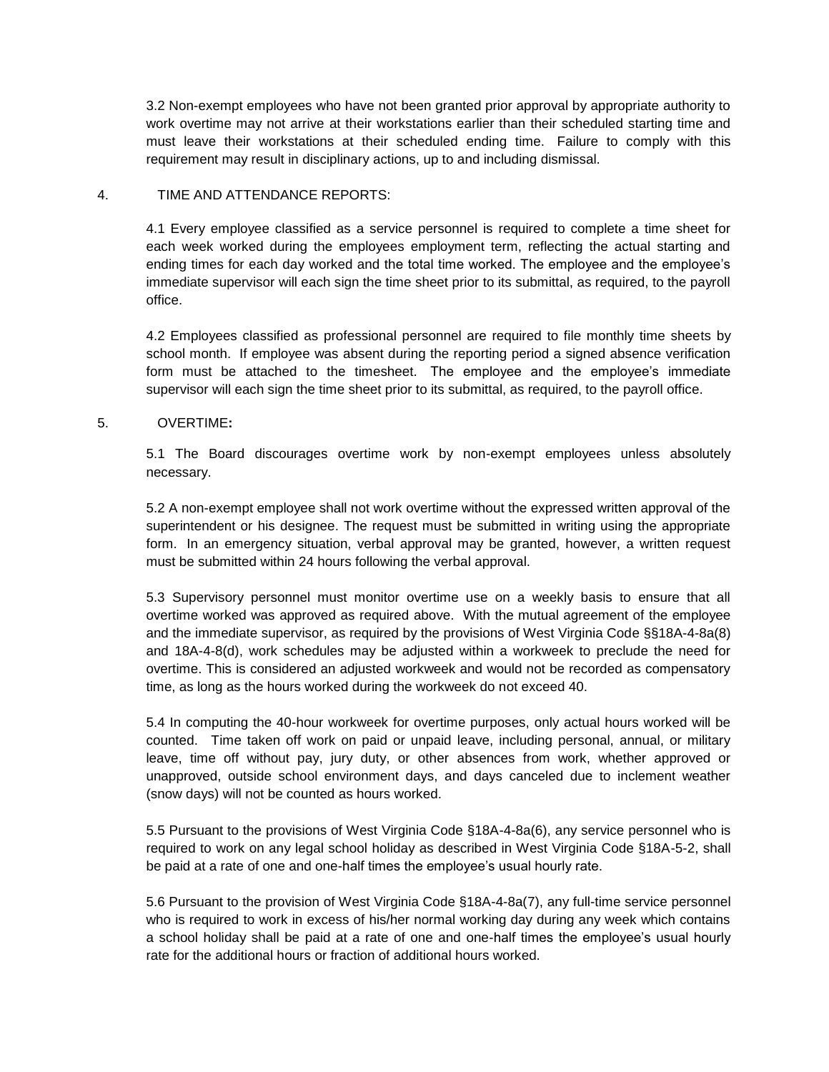3.2 Non-exempt employees who have not been granted prior approval by appropriate authority to work overtime may not arrive at their workstations earlier than their scheduled starting time and must leave their workstations at their scheduled ending time. Failure to comply with this requirement may result in disciplinary actions, up to and including dismissal.

4. TIME AND ATTENDANCE REPORTS:

4.1 Every employee classified as a service personnel is required to complete a time sheet for each week worked during the employees employment term, reflecting the actual starting and ending times for each day worked and the total time worked. The employee and the employee's immediate supervisor will each sign the time sheet prior to its submittal, as required, to the payroll office.

4.2 Employees classified as professional personnel are required to file monthly time sheets by school month. If employee was absent during the reporting period a signed absence verification form must be attached to the timesheet. The employee and the employee's immediate supervisor will each sign the time sheet prior to its submittal, as required, to the payroll office.

5. OVERTIME**:**

5.1 The Board discourages overtime work by non-exempt employees unless absolutely necessary.

5.2 A non-exempt employee shall not work overtime without the expressed written approval of the superintendent or his designee. The request must be submitted in writing using the appropriate form. In an emergency situation, verbal approval may be granted, however, a written request must be submitted within 24 hours following the verbal approval.

5.3 Supervisory personnel must monitor overtime use on a weekly basis to ensure that all overtime worked was approved as required above. With the mutual agreement of the employee and the immediate supervisor, as required by the provisions of West Virginia Code §§18A-4-8a(8) and 18A-4-8(d), work schedules may be adjusted within a workweek to preclude the need for overtime. This is considered an adjusted workweek and would not be recorded as compensatory time, as long as the hours worked during the workweek do not exceed 40.

5.4 In computing the 40-hour workweek for overtime purposes, only actual hours worked will be counted. Time taken off work on paid or unpaid leave, including personal, annual, or military leave, time off without pay, jury duty, or other absences from work, whether approved or unapproved, outside school environment days, and days canceled due to inclement weather (snow days) will not be counted as hours worked.

5.5 Pursuant to the provisions of West Virginia Code §18A-4-8a(6), any service personnel who is required to work on any legal school holiday as described in West Virginia Code §18A-5-2, shall be paid at a rate of one and one-half times the employee's usual hourly rate.

5.6 Pursuant to the provision of West Virginia Code §18A-4-8a(7), any full-time service personnel who is required to work in excess of his/her normal working day during any week which contains a school holiday shall be paid at a rate of one and one-half times the employee's usual hourly rate for the additional hours or fraction of additional hours worked.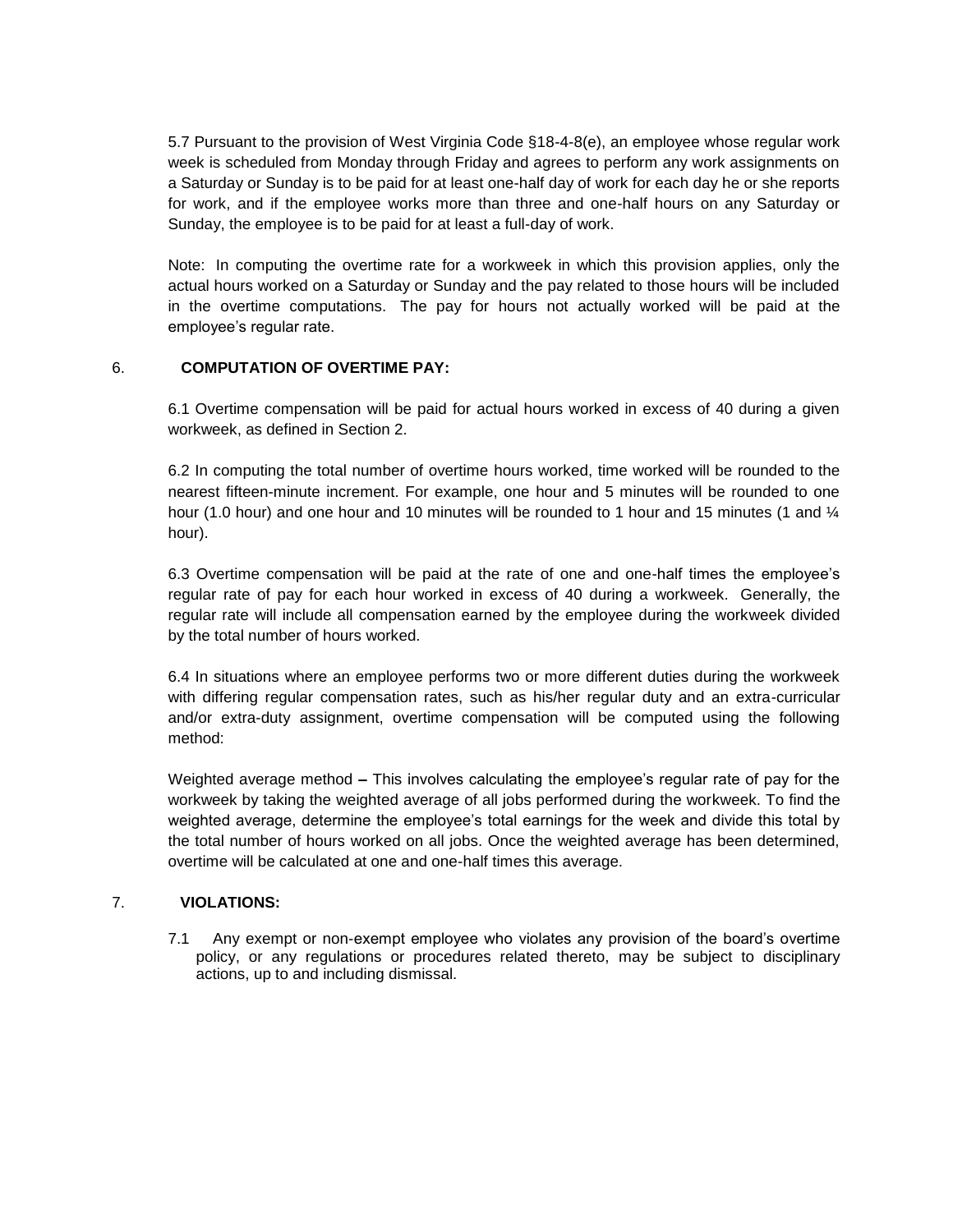5.7 Pursuant to the provision of West Virginia Code §18-4-8(e), an employee whose regular work week is scheduled from Monday through Friday and agrees to perform any work assignments on a Saturday or Sunday is to be paid for at least one-half day of work for each day he or she reports for work, and if the employee works more than three and one-half hours on any Saturday or Sunday, the employee is to be paid for at least a full-day of work.

Note: In computing the overtime rate for a workweek in which this provision applies, only the actual hours worked on a Saturday or Sunday and the pay related to those hours will be included in the overtime computations. The pay for hours not actually worked will be paid at the employee's regular rate.

## 6. COMPUTATION OF OVERTIME PAY:

6.1 Overtime compensation will be paid for actual hours worked in excess of 40 during a given workweek, as defined in Section 2.

6.2 In computing the total number of overtime hours worked, time worked will be rounded to the nearest fifteen-minute increment. For example, one hour and 5 minutes will be rounded to one hour (1.0 hour) and one hour and 10 minutes will be rounded to 1 hour and 15 minutes (1 and ¼ hour).

6.3 Overtime compensation will be paid at the rate of one and one-half times the employee's regular rate of pay for each hour worked in excess of 40 during a workweek. Generally, the regular rate will include all compensation earned by the employee during the workweek divided by the total number of hours worked.

6.4 In situations where an employee performs two or more different duties during the workweek with differing regular compensation rates, such as his/her regular duty and an extra-curricular and/or extra-duty assignment, overtime compensation will be computed using the following method:

Weighted average method **–** This involves calculating the employee's regular rate of pay for the workweek by taking the weighted average of all jobs performed during the workweek. To find the weighted average, determine the employee's total earnings for the week and divide this total by the total number of hours worked on all jobs. Once the weighted average has been determined, overtime will be calculated at one and one-half times this average.

## 7. VIOLATIONS:

7.1 Any exempt or non-exempt employee who violates any provision of the board's overtime policy, or any regulations or procedures related thereto, may be subject to disciplinary actions, up to and including dismissal.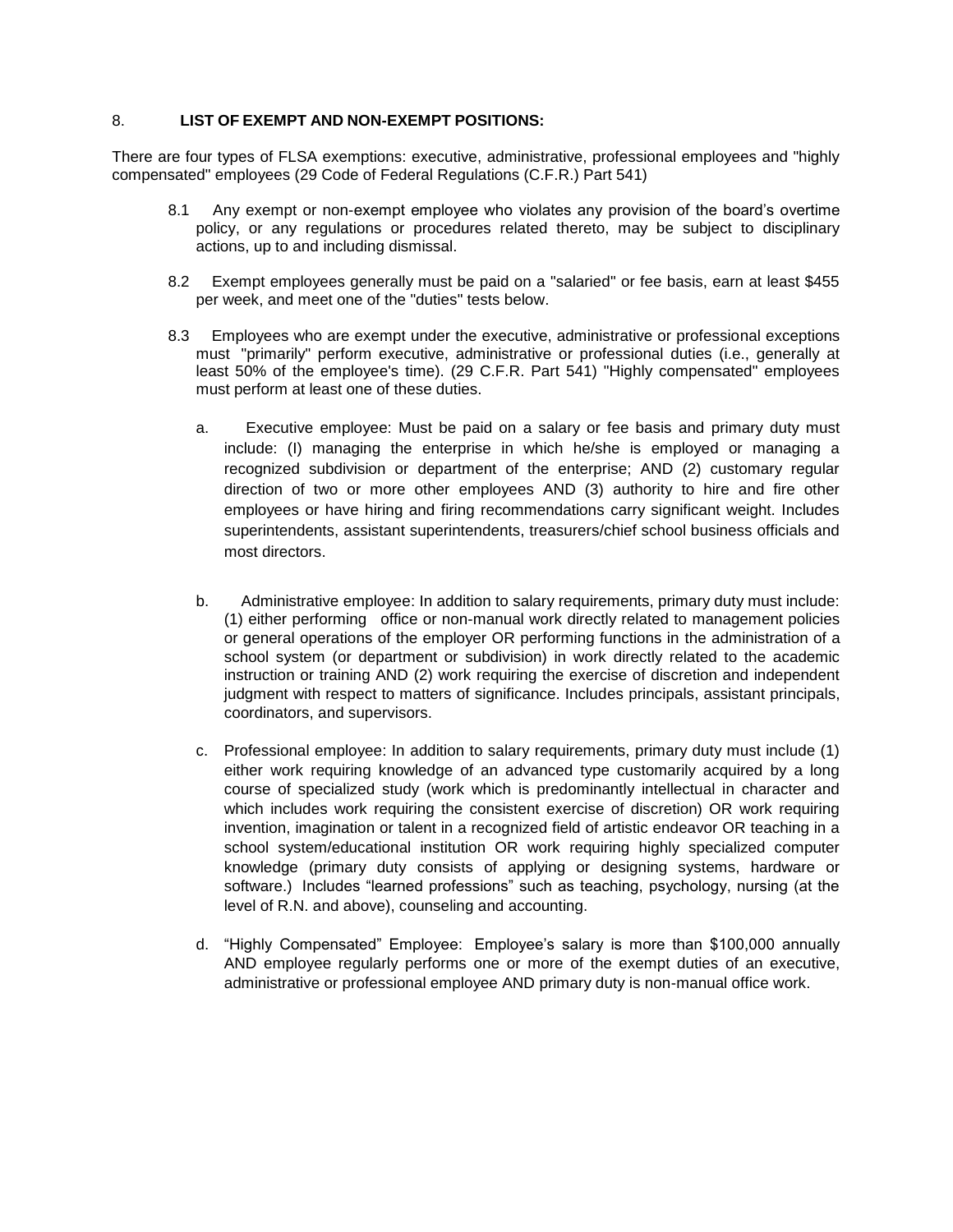## 8. LIST OF EXEMPT AND NON-EXEMPT POSITIONS:

There are four types of FLSA exemptions: executive, administrative, professional employees and "highly compensated" employees (29 Code of Federal Regulations (C.F.R.) Part 541)

8.1 Any exempt or non-exempt employee who violates any provision of the board's overtime policy, or any regulations or procedures related thereto, may be subject to disciplinary actions, up to and including dismissal.

8.2 Exempt employees generally must be paid on a "salaried" or fee basis, earn at least $455 per week, and meet one of the "duties" tests below.

8.3 Employees who are exempt under the executive, administrative or professional exceptions must "primarily" perform executive, administrative or professional duties (i.e., generally at least 50% of the employee's time). (29 C.F.R. Part 541) "Highly compensated" employees must perform at least one of these duties.

a. Executive employee: Must be paid on a salary or fee basis and primary duty must include: (I) managing the enterprise in which he/she is employed or managing a recognized subdivision or department of the enterprise; AND (2) customary regular direction of two or more other employees AND (3) authority to hire and fire other employees or have hiring and firing recommendations carry significant weight. Includes superintendents, assistant superintendents, treasurers/chief school business officials and most directors.

b. Administrative employee: In addition to salary requirements, primary duty must include: (1) either performing office or non-manual work directly related to management policies or general operations of the employer OR performing functions in the administration of a school system (or department or subdivision) in work directly related to the academic instruction or training AND (2) work requiring the exercise of discretion and independent judgment with respect to matters of significance. Includes principals, assistant principals, coordinators, and supervisors.

c. Professional employee: In addition to salary requirements, primary duty must include (1) either work requiring knowledge of an advanced type customarily acquired by a long course of specialized study (work which is predominantly intellectual in character and which includes work requiring the consistent exercise of discretion) OR work requiring invention, imagination or talent in a recognized field of artistic endeavor OR teaching in a school system/educational institution OR work requiring highly specialized computer knowledge (primary duty consists of applying or designing systems, hardware or software.) Includes "learned professions" such as teaching, psychology, nursing (at the level of R.N. and above), counseling and accounting.

d. "Highly Compensated" Employee: Employee's salary is more than $100,000 annually AND employee regularly performs one or more of the exempt duties of an executive, administrative or professional employee AND primary duty is non-manual office work.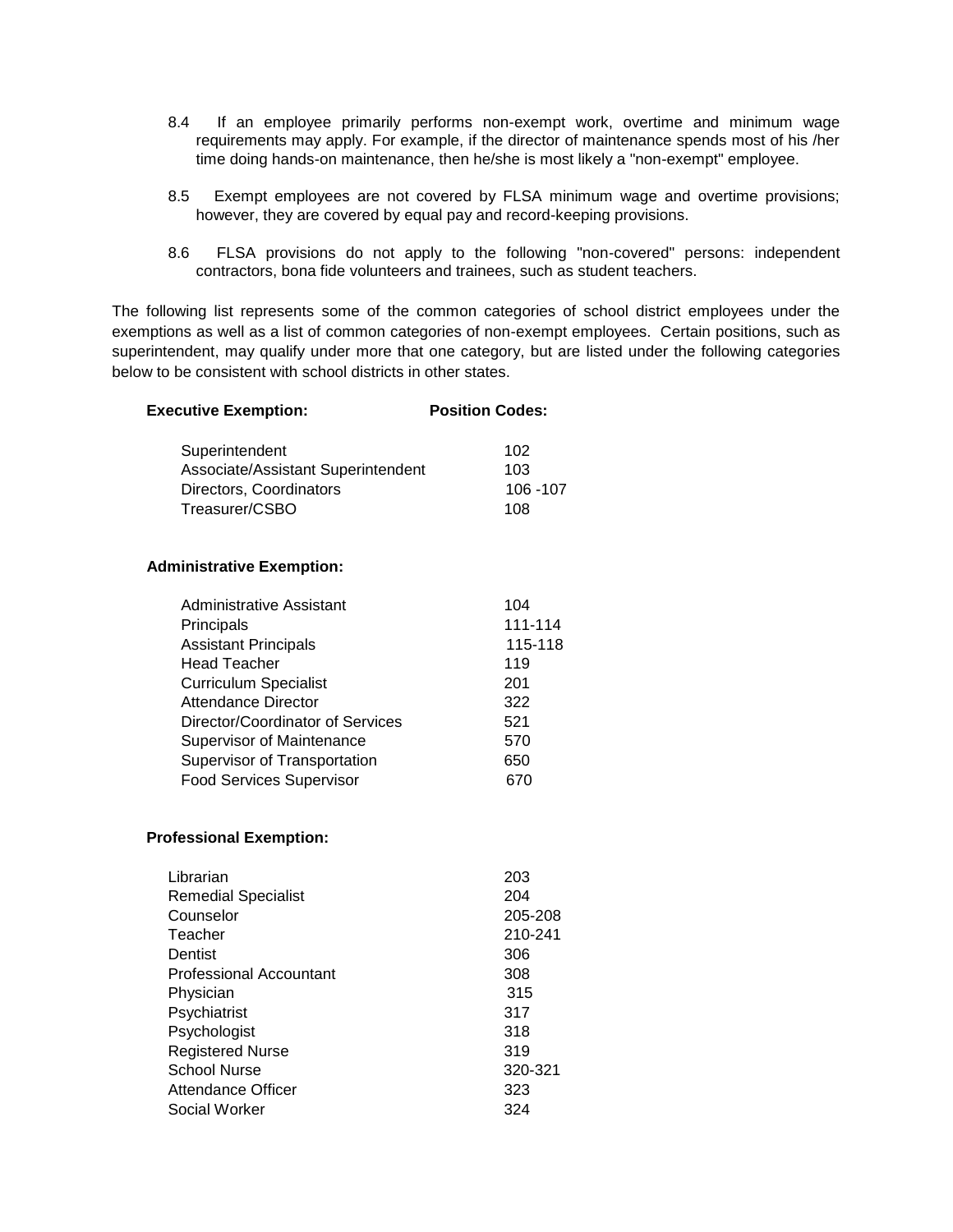8.4 If an employee primarily performs non-exempt work, overtime and minimum wage requirements may apply. For example, if the director of maintenance spends most of his /her time doing hands-on maintenance, then he/she is most likely a "non-exempt" employee.

8.5 Exempt employees are not covered by FLSA minimum wage and overtime provisions; however, they are covered by equal pay and record-keeping provisions.

8.6 FLSA provisions do not apply to the following "non-covered" persons: independent contractors, bona fide volunteers and trainees, such as student teachers.

The following list represents some of the common categories of school district employees under the exemptions as well as a list of common categories of non-exempt employees. Certain positions, such as superintendent, may qualify under more that one category, but are listed under the following categories below to be consistent with school districts in other states.

| **Executive Exemption:** | **Position Codes:** |
| --- | --- |
| Superintendent | 102 |
| Associate/Assistant Superintendent | 103 |
| Directors, Coordinators | 106 -107 |
| Treasurer/CSBO | 108 |

**Administrative Exemption:**

| | |
| --- | --- |
| Administrative Assistant | 104 |
| Principals | 111-114 |
| Assistant Principals | 115-118 |
| Head Teacher | 119 |
| Curriculum Specialist | 201 |
| Attendance Director | 322 |
| Director/Coordinator of Services | 521 |
| Supervisor of Maintenance | 570 |
| Supervisor of Transportation | 650 |
| Food Services Supervisor | 670 |

**Professional Exemption:**

| | |
| --- | --- |
| Librarian | 203 |
| Remedial Specialist | 204 |
| Counselor | 205-208 |
| Teacher | 210-241 |
| Dentist | 306 |
| Professional Accountant | 308 |
| Physician | 315 |
| Psychiatrist | 317 |
| Psychologist | 318 |
| Registered Nurse | 319 |
| School Nurse | 320-321 |
| Attendance Officer | 323 |
| Social Worker | 324 |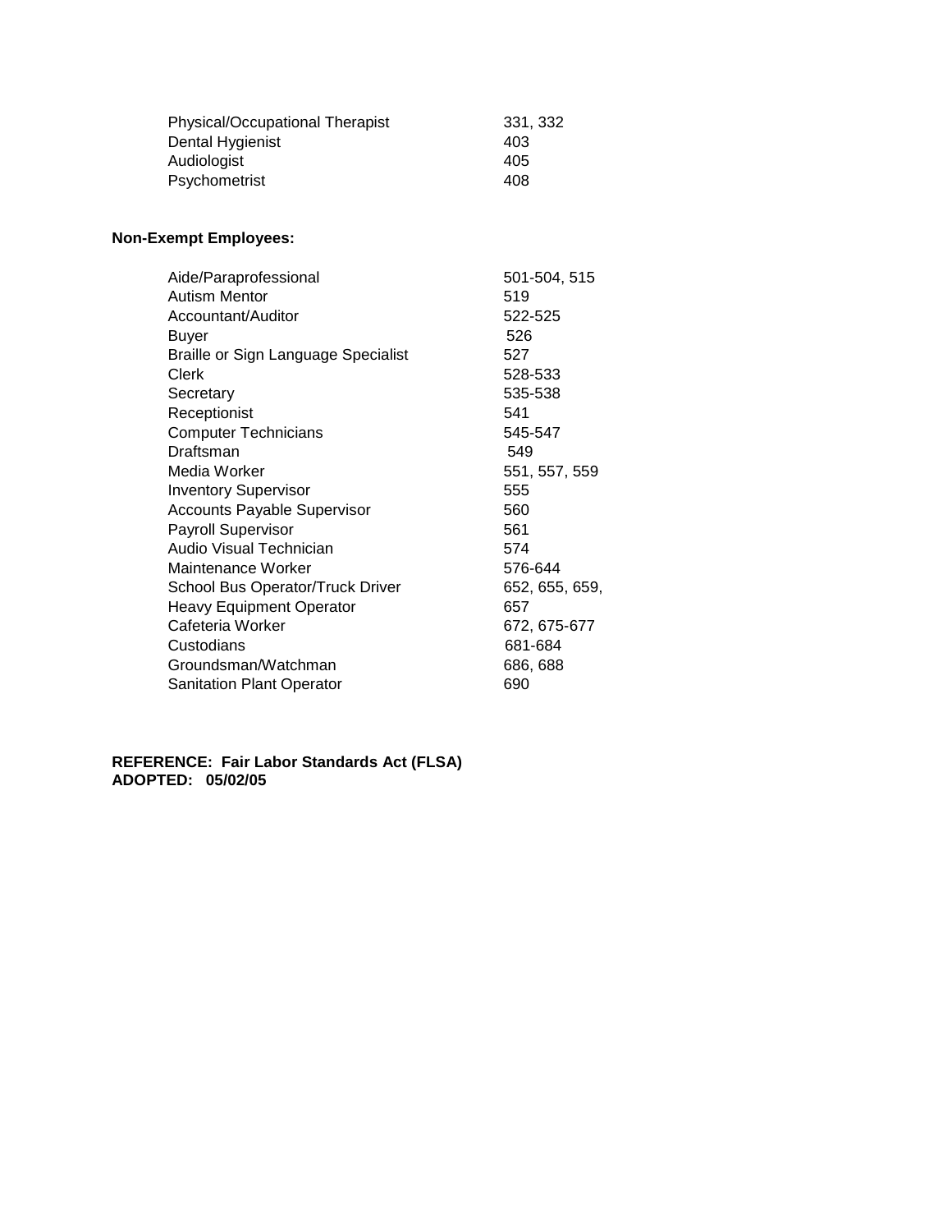| | |
|---|---|
| Physical/Occupational Therapist | 331, 332 |
| Dental Hygienist | 403 |
| Audiologist | 405 |
| Psychometrist | 408 |

**Non-Exempt Employees:**

| | |
|---|---|
| Aide/Paraprofessional | 501-504, 515 |
| Autism Mentor | 519 |
| Accountant/Auditor | 522-525 |
| Buyer | 526 |
| Braille or Sign Language Specialist | 527 |
| Clerk | 528-533 |
| Secretary | 535-538 |
| Receptionist | 541 |
| Computer Technicians | 545-547 |
| Draftsman | 549 |
| Media Worker | 551, 557, 559 |
| Inventory Supervisor | 555 |
| Accounts Payable Supervisor | 560 |
| Payroll Supervisor | 561 |
| Audio Visual Technician | 574 |
| Maintenance Worker | 576-644 |
| School Bus Operator/Truck Driver | 652, 655, 659, |
| Heavy Equipment Operator | 657 |
| Cafeteria Worker | 672, 675-677 |
| Custodians | 681-684 |
| Groundsman/Watchman | 686, 688 |
| Sanitation Plant Operator | 690 |

**REFERENCE: Fair Labor Standards Act (FLSA)**
**ADOPTED: 05/02/05**